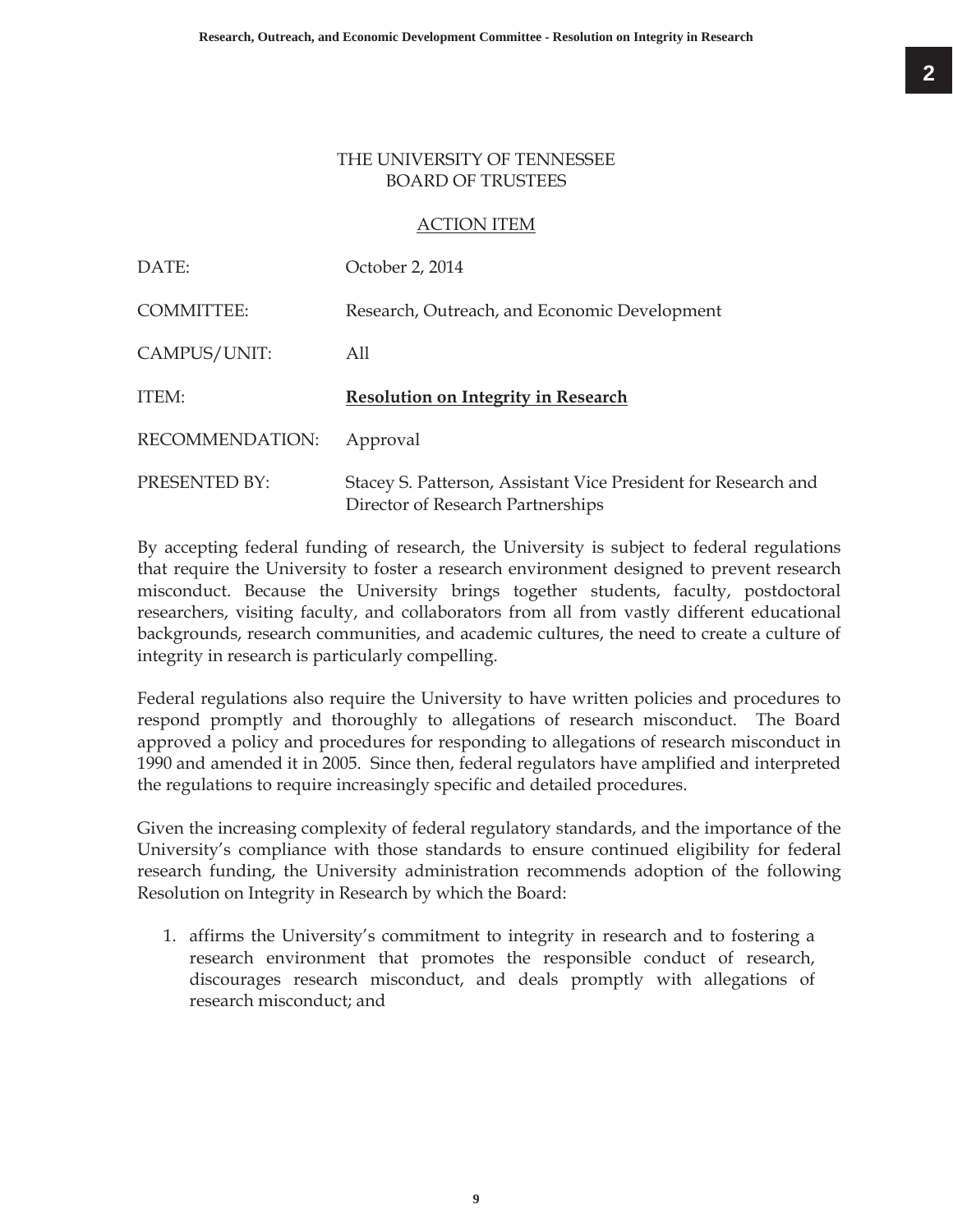THE UNIVERSITY OF TENNESSEE
BOARD OF TRUSTEES

ACTION ITEM

| | |
|---|---|
| DATE: | October 2, 2014 |
| COMMITTEE: | Research, Outreach, and Economic Development |
| CAMPUS/UNIT: | All |
| ITEM: | **Resolution on Integrity in Research** |
| RECOMMENDATION: | Approval |
| PRESENTED BY: | Stacey S. Patterson, Assistant Vice President for Research and Director of Research Partnerships |

By accepting federal funding of research, the University is subject to federal regulations that require the University to foster a research environment designed to prevent research misconduct. Because the University brings together students, faculty, postdoctoral researchers, visiting faculty, and collaborators from all from vastly different educational backgrounds, research communities, and academic cultures, the need to create a culture of integrity in research is particularly compelling.

Federal regulations also require the University to have written policies and procedures to respond promptly and thoroughly to allegations of research misconduct. The Board approved a policy and procedures for responding to allegations of research misconduct in 1990 and amended it in 2005. Since then, federal regulators have amplified and interpreted the regulations to require increasingly specific and detailed procedures.

Given the increasing complexity of federal regulatory standards, and the importance of the University's compliance with those standards to ensure continued eligibility for federal research funding, the University administration recommends adoption of the following Resolution on Integrity in Research by which the Board:

1. affirms the University's commitment to integrity in research and to fostering a research environment that promotes the responsible conduct of research, discourages research misconduct, and deals promptly with allegations of research misconduct; and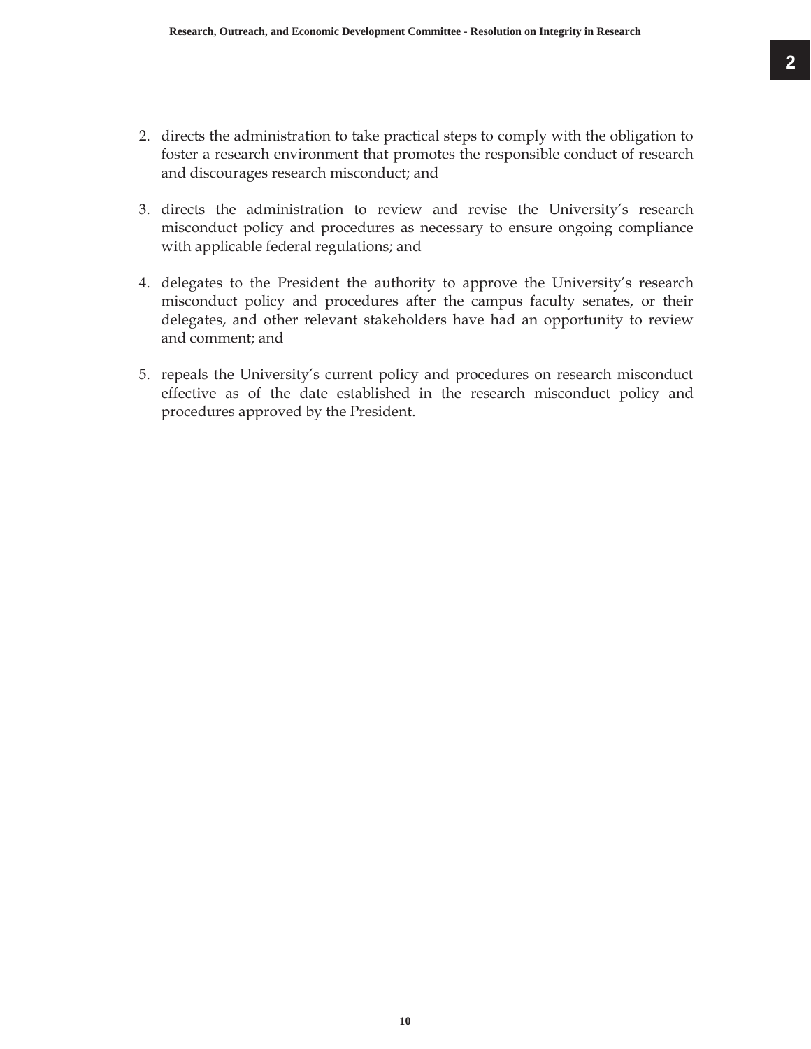2. directs the administration to take practical steps to comply with the obligation to foster a research environment that promotes the responsible conduct of research and discourages research misconduct; and

3. directs the administration to review and revise the University's research misconduct policy and procedures as necessary to ensure ongoing compliance with applicable federal regulations; and

4. delegates to the President the authority to approve the University's research misconduct policy and procedures after the campus faculty senates, or their delegates, and other relevant stakeholders have had an opportunity to review and comment; and

5. repeals the University's current policy and procedures on research misconduct effective as of the date established in the research misconduct policy and procedures approved by the President.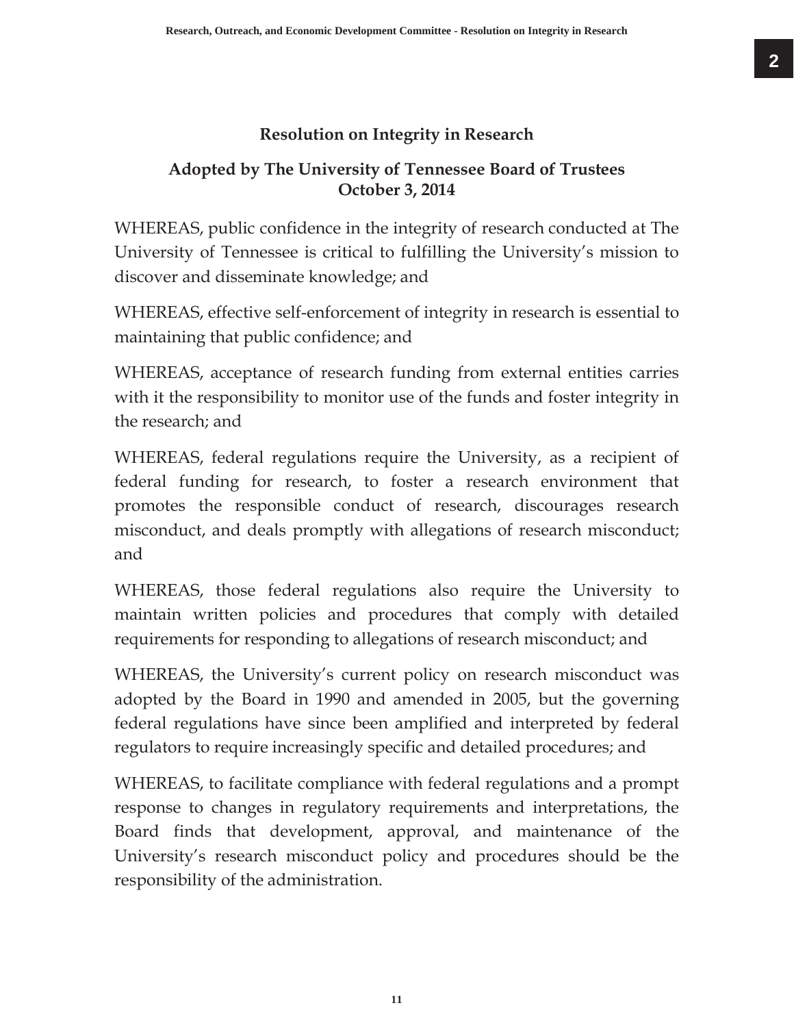## Resolution on Integrity in Research

### Adopted by The University of Tennessee Board of Trustees October 3, 2014

WHEREAS, public confidence in the integrity of research conducted at The University of Tennessee is critical to fulfilling the University's mission to discover and disseminate knowledge; and

WHEREAS, effective self-enforcement of integrity in research is essential to maintaining that public confidence; and

WHEREAS, acceptance of research funding from external entities carries with it the responsibility to monitor use of the funds and foster integrity in the research; and

WHEREAS, federal regulations require the University, as a recipient of federal funding for research, to foster a research environment that promotes the responsible conduct of research, discourages research misconduct, and deals promptly with allegations of research misconduct; and

WHEREAS, those federal regulations also require the University to maintain written policies and procedures that comply with detailed requirements for responding to allegations of research misconduct; and

WHEREAS, the University's current policy on research misconduct was adopted by the Board in 1990 and amended in 2005, but the governing federal regulations have since been amplified and interpreted by federal regulators to require increasingly specific and detailed procedures; and

WHEREAS, to facilitate compliance with federal regulations and a prompt response to changes in regulatory requirements and interpretations, the Board finds that development, approval, and maintenance of the University's research misconduct policy and procedures should be the responsibility of the administration.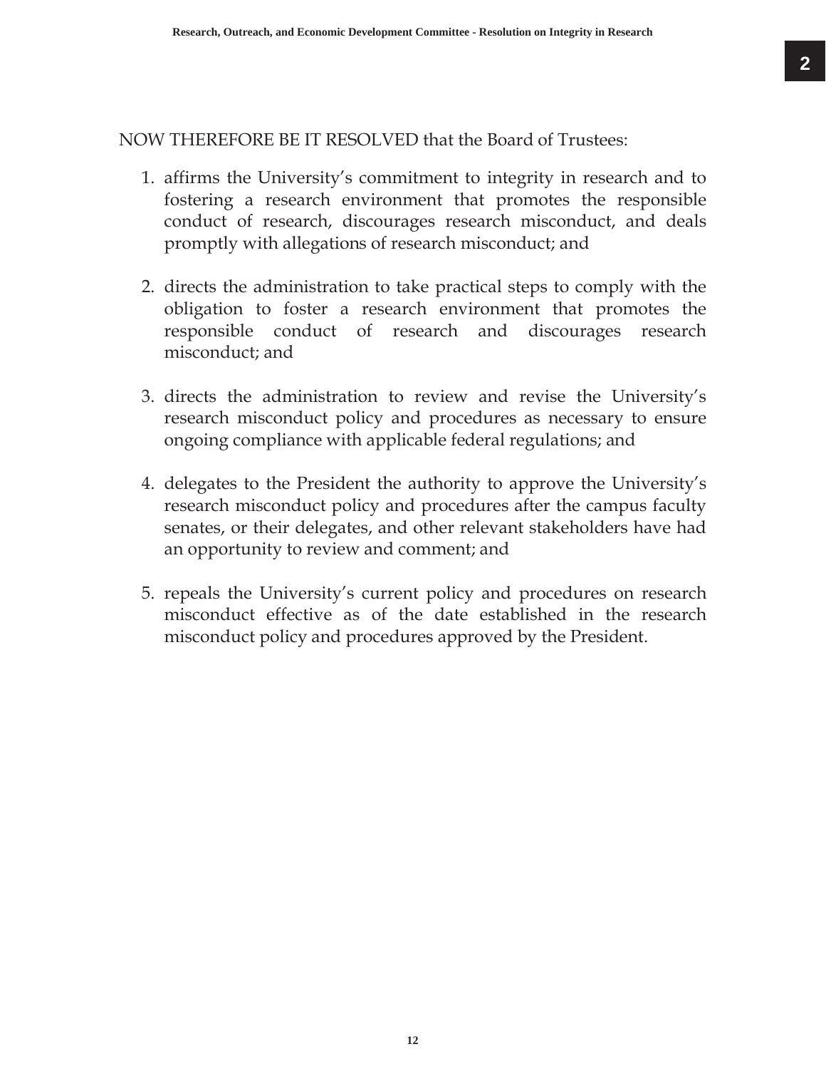NOW THEREFORE BE IT RESOLVED that the Board of Trustees:

1. affirms the University's commitment to integrity in research and to fostering a research environment that promotes the responsible conduct of research, discourages research misconduct, and deals promptly with allegations of research misconduct; and

2. directs the administration to take practical steps to comply with the obligation to foster a research environment that promotes the responsible conduct of research and discourages research misconduct; and

3. directs the administration to review and revise the University's research misconduct policy and procedures as necessary to ensure ongoing compliance with applicable federal regulations; and

4. delegates to the President the authority to approve the University's research misconduct policy and procedures after the campus faculty senates, or their delegates, and other relevant stakeholders have had an opportunity to review and comment; and

5. repeals the University's current policy and procedures on research misconduct effective as of the date established in the research misconduct policy and procedures approved by the President.